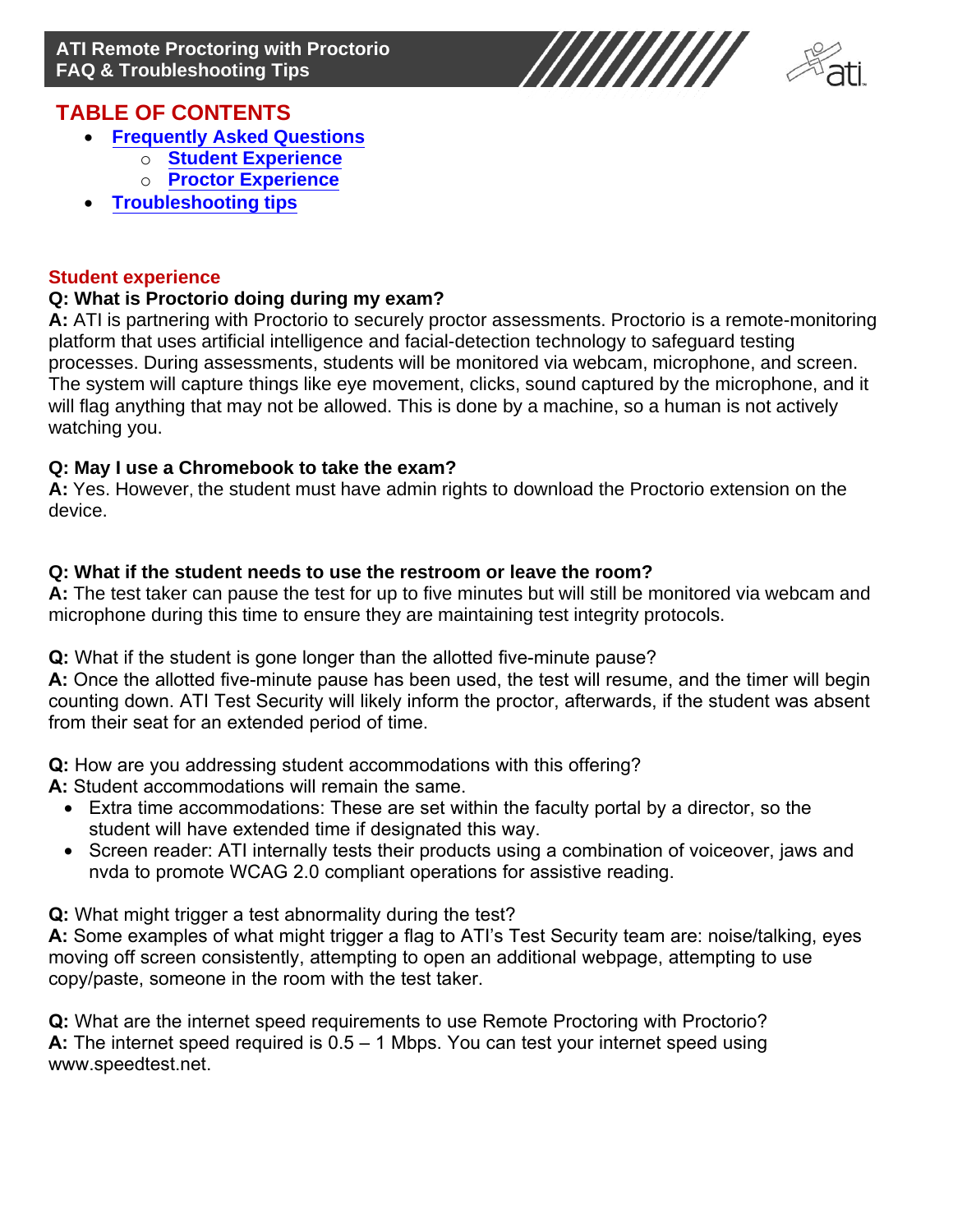# ATI Remote Proctoring with Proctorio
## FAQ & Troubleshooting Tips

## TABLE OF CONTENTS

- Frequently Asked Questions
  - Student Experience
  - Proctor Experience
- Troubleshooting tips

### Student experience

**Q: What is Proctorio doing during my exam?**
**A:** ATI is partnering with Proctorio to securely proctor assessments. Proctorio is a remote-monitoring platform that uses artificial intelligence and facial-detection technology to safeguard testing processes. During assessments, students will be monitored via webcam, microphone, and screen. The system will capture things like eye movement, clicks, sound captured by the microphone, and it will flag anything that may not be allowed. This is done by a machine, so a human is not actively watching you.

**Q: May I use a Chromebook to take the exam?**
**A:** Yes. However, the student must have admin rights to download the Proctorio extension on the device.

**Q: What if the student needs to use the restroom or leave the room?**
**A:** The test taker can pause the test for up to five minutes but will still be monitored via webcam and microphone during this time to ensure they are maintaining test integrity protocols.

**Q:** What if the student is gone longer than the allotted five-minute pause?
**A:** Once the allotted five-minute pause has been used, the test will resume, and the timer will begin counting down. ATI Test Security will likely inform the proctor, afterwards, if the student was absent from their seat for an extended period of time.

**Q:** How are you addressing student accommodations with this offering?
**A:** Student accommodations will remain the same.

- Extra time accommodations: These are set within the faculty portal by a director, so the student will have extended time if designated this way.
- Screen reader: ATI internally tests their products using a combination of voiceover, jaws and nvda to promote WCAG 2.0 compliant operations for assistive reading.

**Q:** What might trigger a test abnormality during the test?
**A:** Some examples of what might trigger a flag to ATI's Test Security team are: noise/talking, eyes moving off screen consistently, attempting to open an additional webpage, attempting to use copy/paste, someone in the room with the test taker.

**Q:** What are the internet speed requirements to use Remote Proctoring with Proctorio?
**A:** The internet speed required is 0.5 – 1 Mbps. You can test your internet speed using www.speedtest.net.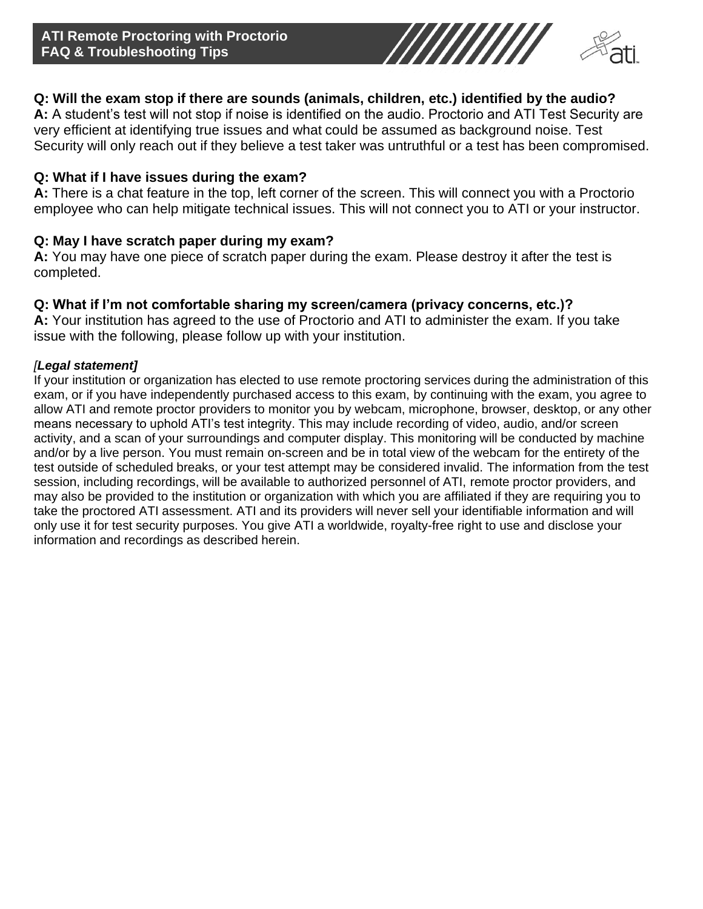**Q: Will the exam stop if there are sounds (animals, children, etc.) identified by the audio?**
**A:** A student's test will not stop if noise is identified on the audio. Proctorio and ATI Test Security are very efficient at identifying true issues and what could be assumed as background noise. Test Security will only reach out if they believe a test taker was untruthful or a test has been compromised.

**Q: What if I have issues during the exam?**
**A:** There is a chat feature in the top, left corner of the screen. This will connect you with a Proctorio employee who can help mitigate technical issues. This will not connect you to ATI or your instructor.

**Q: May I have scratch paper during my exam?**
**A:** You may have one piece of scratch paper during the exam. Please destroy it after the test is completed.

**Q: What if I'm not comfortable sharing my screen/camera (privacy concerns, etc.)?**
**A:** Your institution has agreed to the use of Proctorio and ATI to administer the exam. If you take issue with the following, please follow up with your institution.

*[**Legal statement]***

If your institution or organization has elected to use remote proctoring services during the administration of this exam, or if you have independently purchased access to this exam, by continuing with the exam, you agree to allow ATI and remote proctor providers to monitor you by webcam, microphone, browser, desktop, or any other means necessary to uphold ATI's test integrity. This may include recording of video, audio, and/or screen activity, and a scan of your surroundings and computer display. This monitoring will be conducted by machine and/or by a live person. You must remain on-screen and be in total view of the webcam for the entirety of the test outside of scheduled breaks, or your test attempt may be considered invalid. The information from the test session, including recordings, will be available to authorized personnel of ATI, remote proctor providers, and may also be provided to the institution or organization with which you are affiliated if they are requiring you to take the proctored ATI assessment. ATI and its providers will never sell your identifiable information and will only use it for test security purposes. You give ATI a worldwide, royalty-free right to use and disclose your information and recordings as described herein.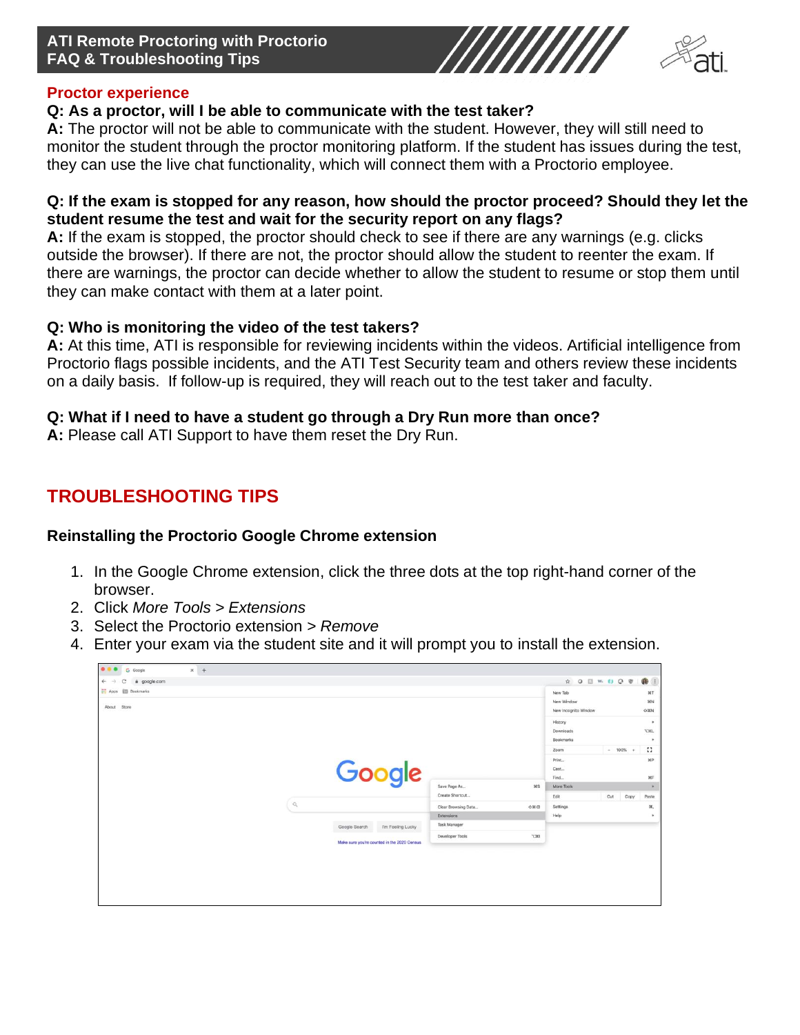## Proctor experience

**Q: As a proctor, will I be able to communicate with the test taker?**

**A:** The proctor will not be able to communicate with the student. However, they will still need to monitor the student through the proctor monitoring platform. If the student has issues during the test, they can use the live chat functionality, which will connect them with a Proctorio employee.

**Q: If the exam is stopped for any reason, how should the proctor proceed? Should they let the student resume the test and wait for the security report on any flags?**

**A:** If the exam is stopped, the proctor should check to see if there are any warnings (e.g. clicks outside the browser). If there are not, the proctor should allow the student to reenter the exam. If there are warnings, the proctor can decide whether to allow the student to resume or stop them until they can make contact with them at a later point.

**Q: Who is monitoring the video of the test takers?**

**A:** At this time, ATI is responsible for reviewing incidents within the videos. Artificial intelligence from Proctorio flags possible incidents, and the ATI Test Security team and others review these incidents on a daily basis. If follow-up is required, they will reach out to the test taker and faculty.

**Q: What if I need to have a student go through a Dry Run more than once?**

**A:** Please call ATI Support to have them reset the Dry Run.

# TROUBLESHOOTING TIPS

### Reinstalling the Proctorio Google Chrome extension

1. In the Google Chrome extension, click the three dots at the top right-hand corner of the browser.
2. Click *More Tools* > *Extensions*
3. Select the Proctorio extension > *Remove*
4. Enter your exam via the student site and it will prompt you to install the extension.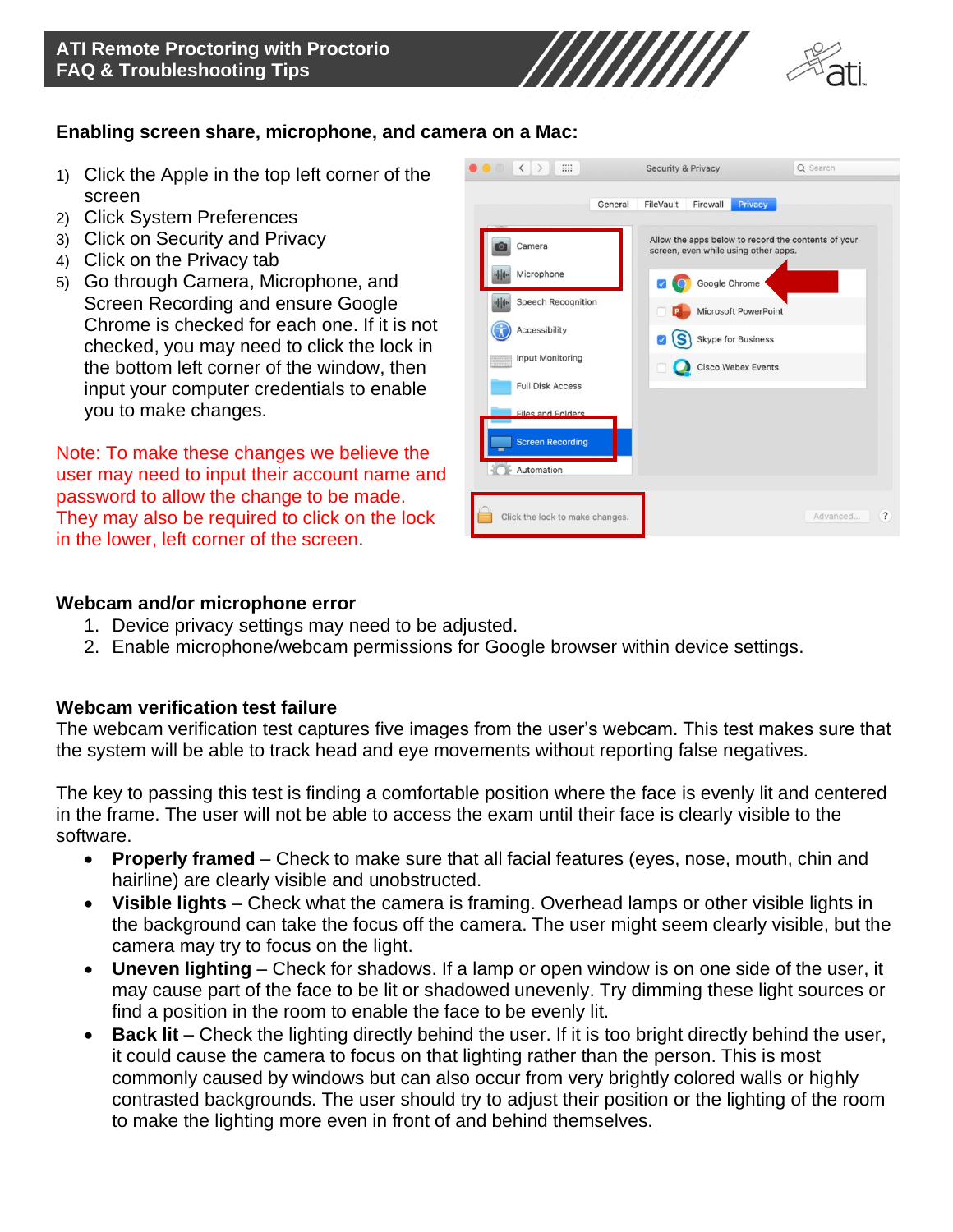## Enabling screen share, microphone, and camera on a Mac:

1) Click the Apple in the top left corner of the screen
2) Click System Preferences
3) Click on Security and Privacy
4) Click on the Privacy tab
5) Go through Camera, Microphone, and Screen Recording and ensure Google Chrome is checked for each one. If it is not checked, you may need to click the lock in the bottom left corner of the window, then input your computer credentials to enable you to make changes.

Note: To make these changes we believe the user may need to input their account name and password to allow the change to be made. They may also be required to click on the lock in the lower, left corner of the screen.

## Webcam and/or microphone error

1. Device privacy settings may need to be adjusted.
2. Enable microphone/webcam permissions for Google browser within device settings.

## Webcam verification test failure

The webcam verification test captures five images from the user's webcam. This test makes sure that the system will be able to track head and eye movements without reporting false negatives.

The key to passing this test is finding a comfortable position where the face is evenly lit and centered in the frame. The user will not be able to access the exam until their face is clearly visible to the software.

- **Properly framed** – Check to make sure that all facial features (eyes, nose, mouth, chin and hairline) are clearly visible and unobstructed.
- **Visible lights** – Check what the camera is framing. Overhead lamps or other visible lights in the background can take the focus off the camera. The user might seem clearly visible, but the camera may try to focus on the light.
- **Uneven lighting** – Check for shadows. If a lamp or open window is on one side of the user, it may cause part of the face to be lit or shadowed unevenly. Try dimming these light sources or find a position in the room to enable the face to be evenly lit.
- **Back lit** – Check the lighting directly behind the user. If it is too bright directly behind the user, it could cause the camera to focus on that lighting rather than the person. This is most commonly caused by windows but can also occur from very brightly colored walls or highly contrasted backgrounds. The user should try to adjust their position or the lighting of the room to make the lighting more even in front of and behind themselves.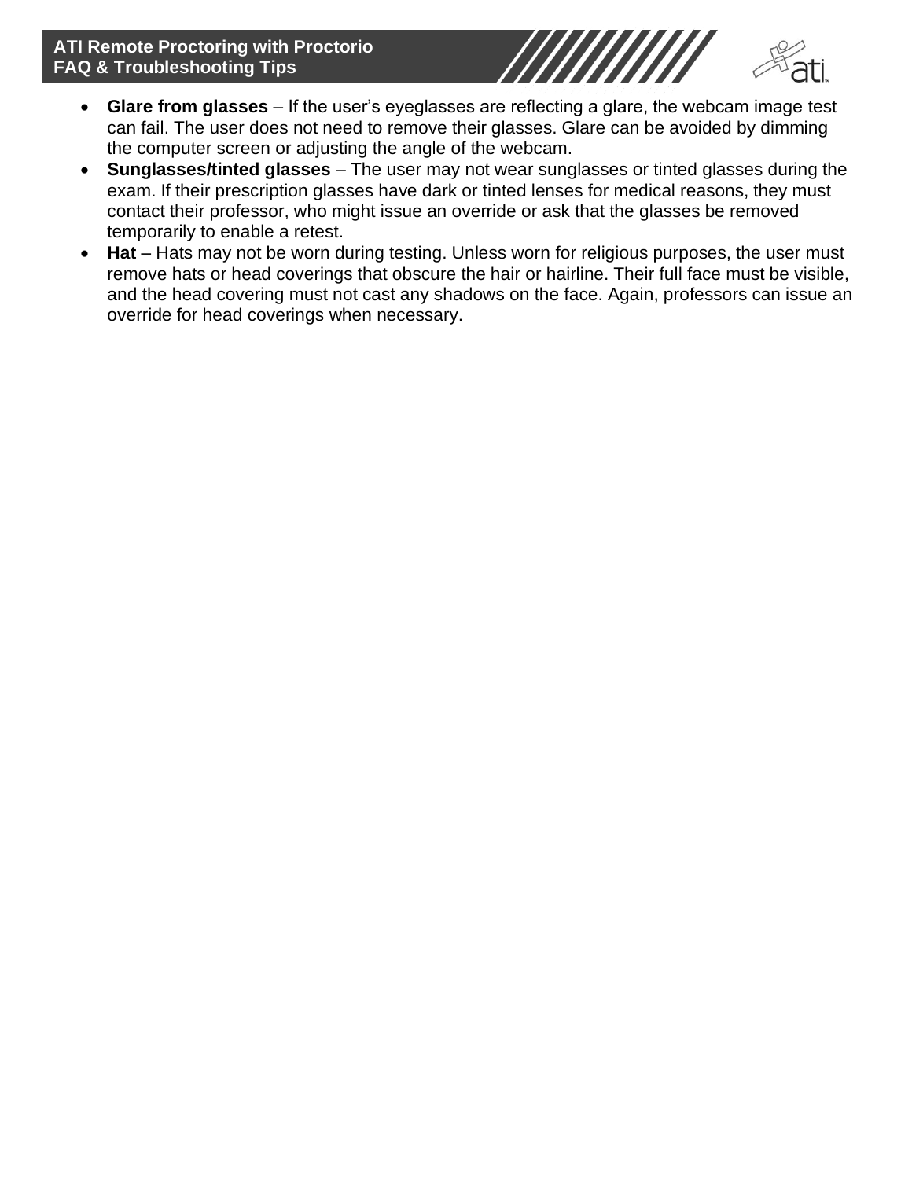- **Glare from glasses** – If the user's eyeglasses are reflecting a glare, the webcam image test can fail. The user does not need to remove their glasses. Glare can be avoided by dimming the computer screen or adjusting the angle of the webcam.
- **Sunglasses/tinted glasses** – The user may not wear sunglasses or tinted glasses during the exam. If their prescription glasses have dark or tinted lenses for medical reasons, they must contact their professor, who might issue an override or ask that the glasses be removed temporarily to enable a retest.
- **Hat** – Hats may not be worn during testing. Unless worn for religious purposes, the user must remove hats or head coverings that obscure the hair or hairline. Their full face must be visible, and the head covering must not cast any shadows on the face. Again, professors can issue an override for head coverings when necessary.